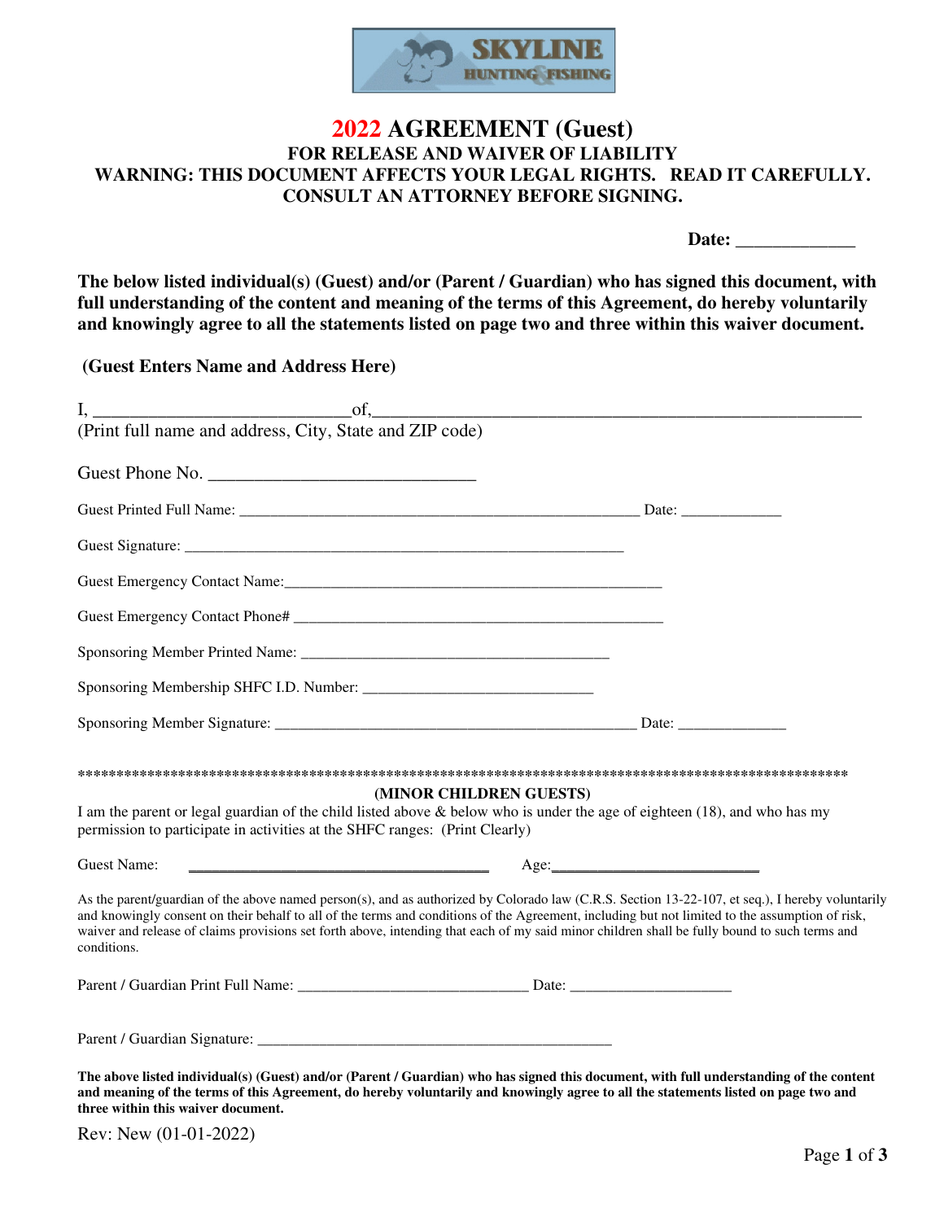SKYLINE HUNTING & FISHING

# 2022 AGREEMENT (Guest)

## FOR RELEASE AND WAIVER OF LIABILITY

**WARNING: THIS DOCUMENT AFFECTS YOUR LEGAL RIGHTS. READ IT CAREFULLY. CONSULT AN ATTORNEY BEFORE SIGNING.**

**Date: _____________**

**The below listed individual(s) (Guest) and/or (Parent / Guardian) who has signed this document, with full understanding of the content and meaning of the terms of this Agreement, do hereby voluntarily and knowingly agree to all the statements listed on page two and three within this waiver document.**

**(Guest Enters Name and Address Here)**

I, ____________________________of,_______________________________________________________
(Print full name and address, City, State and ZIP code)

Guest Phone No. _____________________________

Guest Printed Full Name: _____________________________________________________ Date: _____________

Guest Signature: ____________________________________________________________

Guest Emergency Contact Name:___________________________________________________

Guest Emergency Contact Phone# __________________________________________________

Sponsoring Member Printed Name: __________________________________________

Sponsoring Membership SHFC I.D. Number: ______________________________

Sponsoring Member Signature: ________________________________________________ Date: ______________

*****************************************************************************************************

**(MINOR CHILDREN GUESTS)**

I am the parent or legal guardian of the child listed above & below who is under the age of eighteen (18), and who has my permission to participate in activities at the SHFC ranges: (Print Clearly)

Guest Name: ________________________________________ Age:___________________________

As the parent/guardian of the above named person(s), and as authorized by Colorado law (C.R.S. Section 13-22-107, et seq.), I hereby voluntarily and knowingly consent on their behalf to all of the terms and conditions of the Agreement, including but not limited to the assumption of risk, waiver and release of claims provisions set forth above, intending that each of my said minor children shall be fully bound to such terms and conditions.

Parent / Guardian Print Full Name: ______________________________ Date: _____________________

Parent / Guardian Signature: ________________________________________________

**The above listed individual(s) (Guest) and/or (Parent / Guardian) who has signed this document, with full understanding of the content and meaning of the terms of this Agreement, do hereby voluntarily and knowingly agree to all the statements listed on page two and three within this waiver document.**

Rev: New (01-01-2022)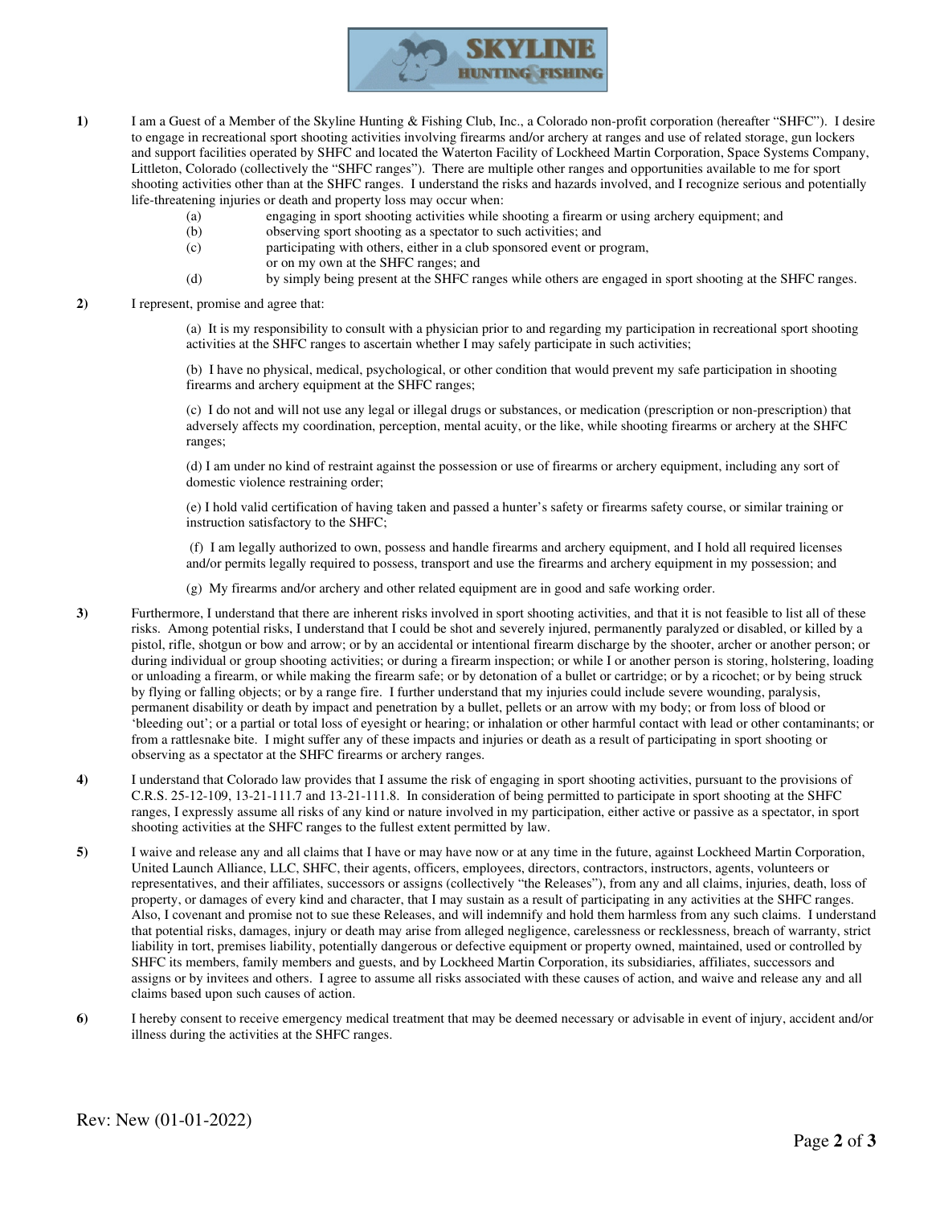**1)** I am a Guest of a Member of the Skyline Hunting & Fishing Club, Inc., a Colorado non-profit corporation (hereafter "SHFC"). I desire to engage in recreational sport shooting activities involving firearms and/or archery at ranges and use of related storage, gun lockers and support facilities operated by SHFC and located the Waterton Facility of Lockheed Martin Corporation, Space Systems Company, Littleton, Colorado (collectively the "SHFC ranges"). There are multiple other ranges and opportunities available to me for sport shooting activities other than at the SHFC ranges. I understand the risks and hazards involved, and I recognize serious and potentially life-threatening injuries or death and property loss may occur when:

- (a) engaging in sport shooting activities while shooting a firearm or using archery equipment; and
- (b) observing sport shooting as a spectator to such activities; and
- (c) participating with others, either in a club sponsored event or program, or on my own at the SHFC ranges; and
- (d) by simply being present at the SHFC ranges while others are engaged in sport shooting at the SHFC ranges.

**2)** I represent, promise and agree that:

(a) It is my responsibility to consult with a physician prior to and regarding my participation in recreational sport shooting activities at the SHFC ranges to ascertain whether I may safely participate in such activities;

(b) I have no physical, medical, psychological, or other condition that would prevent my safe participation in shooting firearms and archery equipment at the SHFC ranges;

(c) I do not and will not use any legal or illegal drugs or substances, or medication (prescription or non-prescription) that adversely affects my coordination, perception, mental acuity, or the like, while shooting firearms or archery at the SHFC ranges;

(d) I am under no kind of restraint against the possession or use of firearms or archery equipment, including any sort of domestic violence restraining order;

(e) I hold valid certification of having taken and passed a hunter's safety or firearms safety course, or similar training or instruction satisfactory to the SHFC;

(f) I am legally authorized to own, possess and handle firearms and archery equipment, and I hold all required licenses and/or permits legally required to possess, transport and use the firearms and archery equipment in my possession; and

(g) My firearms and/or archery and other related equipment are in good and safe working order.

**3)** Furthermore, I understand that there are inherent risks involved in sport shooting activities, and that it is not feasible to list all of these risks. Among potential risks, I understand that I could be shot and severely injured, permanently paralyzed or disabled, or killed by a pistol, rifle, shotgun or bow and arrow; or by an accidental or intentional firearm discharge by the shooter, archer or another person; or during individual or group shooting activities; or during a firearm inspection; or while I or another person is storing, holstering, loading or unloading a firearm, or while making the firearm safe; or by detonation of a bullet or cartridge; or by a ricochet; or by being struck by flying or falling objects; or by a range fire. I further understand that my injuries could include severe wounding, paralysis, permanent disability or death by impact and penetration by a bullet, pellets or an arrow with my body; or from loss of blood or 'bleeding out'; or a partial or total loss of eyesight or hearing; or inhalation or other harmful contact with lead or other contaminants; or from a rattlesnake bite. I might suffer any of these impacts and injuries or death as a result of participating in sport shooting or observing as a spectator at the SHFC firearms or archery ranges.

**4)** I understand that Colorado law provides that I assume the risk of engaging in sport shooting activities, pursuant to the provisions of C.R.S. 25-12-109, 13-21-111.7 and 13-21-111.8. In consideration of being permitted to participate in sport shooting at the SHFC ranges, I expressly assume all risks of any kind or nature involved in my participation, either active or passive as a spectator, in sport shooting activities at the SHFC ranges to the fullest extent permitted by law.

**5)** I waive and release any and all claims that I have or may have now or at any time in the future, against Lockheed Martin Corporation, United Launch Alliance, LLC, SHFC, their agents, officers, employees, directors, contractors, instructors, agents, volunteers or representatives, and their affiliates, successors or assigns (collectively "the Releases"), from any and all claims, injuries, death, loss of property, or damages of every kind and character, that I may sustain as a result of participating in any activities at the SHFC ranges. Also, I covenant and promise not to sue these Releases, and will indemnify and hold them harmless from any such claims. I understand that potential risks, damages, injury or death may arise from alleged negligence, carelessness or recklessness, breach of warranty, strict liability in tort, premises liability, potentially dangerous or defective equipment or property owned, maintained, used or controlled by SHFC its members, family members and guests, and by Lockheed Martin Corporation, its subsidiaries, affiliates, successors and assigns or by invitees and others. I agree to assume all risks associated with these causes of action, and waive and release any and all claims based upon such causes of action.

**6)** I hereby consent to receive emergency medical treatment that may be deemed necessary or advisable in event of injury, accident and/or illness during the activities at the SHFC ranges.

Rev: New (01-01-2022)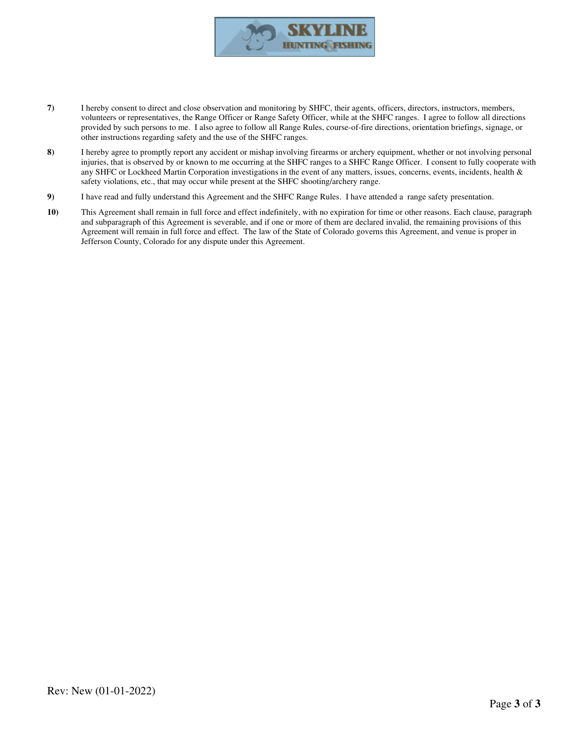**7)** I hereby consent to direct and close observation and monitoring by SHFC, their agents, officers, directors, instructors, members, volunteers or representatives, the Range Officer or Range Safety Officer, while at the SHFC ranges. I agree to follow all directions provided by such persons to me. I also agree to follow all Range Rules, course-of-fire directions, orientation briefings, signage, or other instructions regarding safety and the use of the SHFC ranges.

**8)** I hereby agree to promptly report any accident or mishap involving firearms or archery equipment, whether or not involving personal injuries, that is observed by or known to me occurring at the SHFC ranges to a SHFC Range Officer. I consent to fully cooperate with any SHFC or Lockheed Martin Corporation investigations in the event of any matters, issues, concerns, events, incidents, health & safety violations, etc., that may occur while present at the SHFC shooting/archery range.

**9)** I have read and fully understand this Agreement and the SHFC Range Rules. I have attended a range safety presentation.

**10)** This Agreement shall remain in full force and effect indefinitely, with no expiration for time or other reasons. Each clause, paragraph and subparagraph of this Agreement is severable, and if one or more of them are declared invalid, the remaining provisions of this Agreement will remain in full force and effect. The law of the State of Colorado governs this Agreement, and venue is proper in Jefferson County, Colorado for any dispute under this Agreement.

Rev: New (01-01-2022)